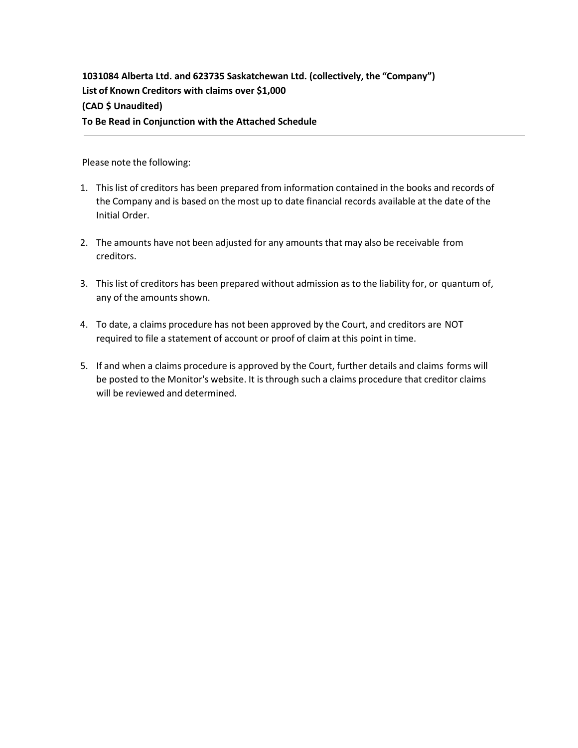**1031084 Alberta Ltd. and 623735 Saskatchewan Ltd. (collectively, the "Company")**
**List of Known Creditors with claims over $1,000**
**(CAD $ Unaudited)**
**To Be Read in Conjunction with the Attached Schedule**

---

Please note the following:

1. This list of creditors has been prepared from information contained in the books and records of the Company and is based on the most up to date financial records available at the date of the Initial Order.

2. The amounts have not been adjusted for any amounts that may also be receivable from creditors.

3. This list of creditors has been prepared without admission as to the liability for, or quantum of, any of the amounts shown.

4. To date, a claims procedure has not been approved by the Court, and creditors are NOT required to file a statement of account or proof of claim at this point in time.

5. If and when a claims procedure is approved by the Court, further details and claims forms will be posted to the Monitor's website. It is through such a claims procedure that creditor claims will be reviewed and determined.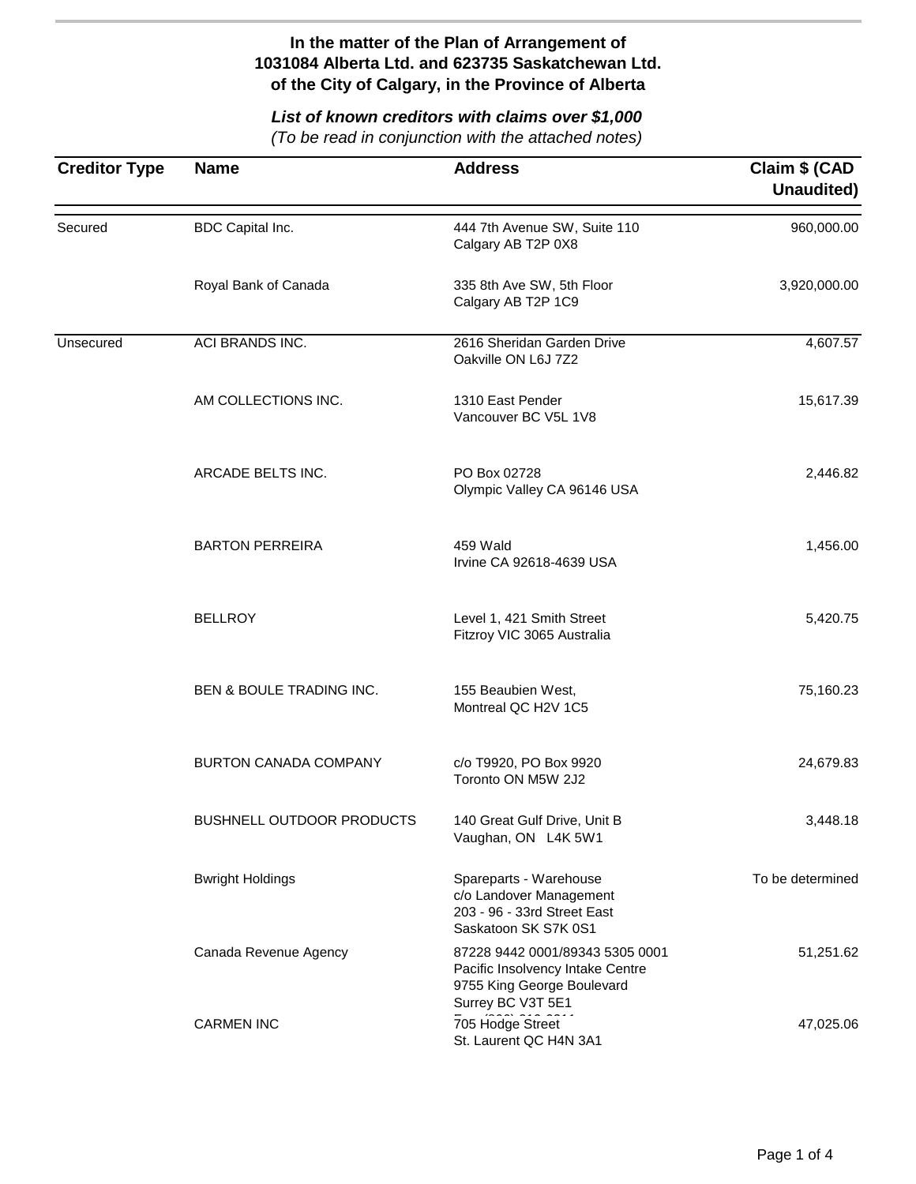**In the matter of the Plan of Arrangement of**
**1031084 Alberta Ltd. and 623735 Saskatchewan Ltd.**
**of the City of Calgary, in the Province of Alberta**

***List of known creditors with claims over $1,000***
*(To be read in conjunction with the attached notes)*

| Creditor Type | Name | Address | Claim $ (CAD Unaudited) |
|---|---|---|---|
| Secured | BDC Capital Inc. | 444 7th Avenue SW, Suite 110<br>Calgary AB T2P 0X8 | 960,000.00 |
| | Royal Bank of Canada | 335 8th Ave SW, 5th Floor<br>Calgary AB T2P 1C9 | 3,920,000.00 |
| Unsecured | ACI BRANDS INC. | 2616 Sheridan Garden Drive<br>Oakville ON L6J 7Z2 | 4,607.57 |
| | AM COLLECTIONS INC. | 1310 East Pender<br>Vancouver BC V5L 1V8 | 15,617.39 |
| | ARCADE BELTS INC. | PO Box 02728<br>Olympic Valley CA 96146 USA | 2,446.82 |
| | BARTON PERREIRA | 459 Wald<br>Irvine CA 92618-4639 USA | 1,456.00 |
| | BELLROY | Level 1, 421 Smith Street<br>Fitzroy VIC 3065 Australia | 5,420.75 |
| | BEN & BOULE TRADING INC. | 155 Beaubien West,<br>Montreal QC H2V 1C5 | 75,160.23 |
| | BURTON CANADA COMPANY | c/o T9920, PO Box 9920<br>Toronto ON M5W 2J2 | 24,679.83 |
| | BUSHNELL OUTDOOR PRODUCTS | 140 Great Gulf Drive, Unit B<br>Vaughan, ON L4K 5W1 | 3,448.18 |
| | Bwright Holdings | Spareparts - Warehouse<br>c/o Landover Management<br>203 - 96 - 33rd Street East<br>Saskatoon SK S7K 0S1 | To be determined |
| | Canada Revenue Agency | 87228 9442 0001/89343 5305 0001<br>Pacific Insolvency Intake Centre<br>9755 King George Boulevard<br>Surrey BC V3T 5E1 | 51,251.62 |
| | CARMEN INC | 705 Hodge Street<br>St. Laurent QC H4N 3A1 | 47,025.06 |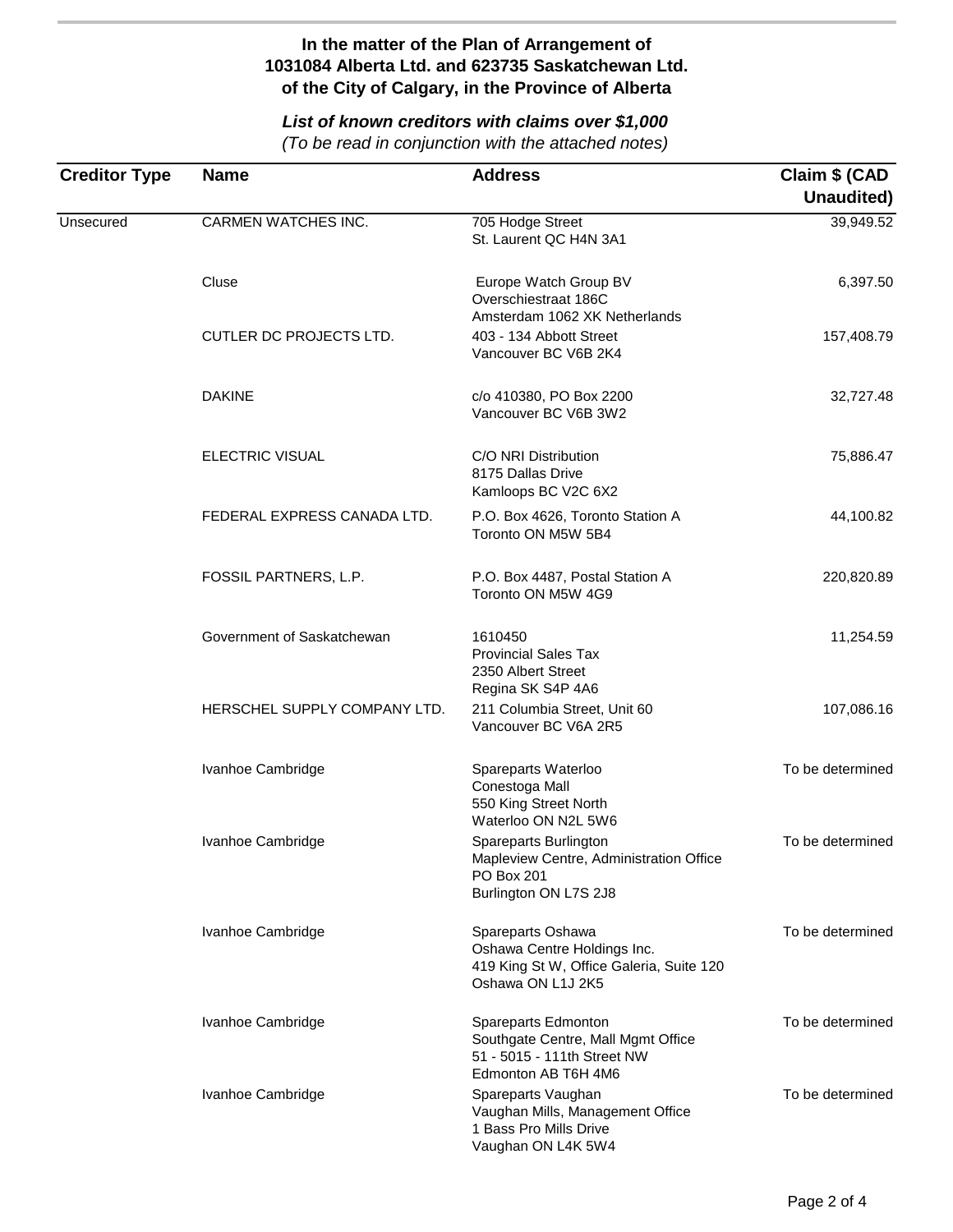**In the matter of the Plan of Arrangement of**
**1031084 Alberta Ltd. and 623735 Saskatchewan Ltd.**
**of the City of Calgary, in the Province of Alberta**

***List of known creditors with claims over $1,000***
*(To be read in conjunction with the attached notes)*

| Creditor Type | Name | Address | Claim $ (CAD Unaudited) |
|---|---|---|---|
| Unsecured | CARMEN WATCHES INC. | 705 Hodge Street<br>St. Laurent QC H4N 3A1 | 39,949.52 |
| | Cluse | Europe Watch Group BV<br>Overschiestraat 186C<br>Amsterdam 1062 XK Netherlands | 6,397.50 |
| | CUTLER DC PROJECTS LTD. | 403 - 134 Abbott Street<br>Vancouver BC V6B 2K4 | 157,408.79 |
| | DAKINE | c/o 410380, PO Box 2200<br>Vancouver BC V6B 3W2 | 32,727.48 |
| | ELECTRIC VISUAL | C/O NRI Distribution<br>8175 Dallas Drive<br>Kamloops BC V2C 6X2 | 75,886.47 |
| | FEDERAL EXPRESS CANADA LTD. | P.O. Box 4626, Toronto Station A<br>Toronto ON M5W 5B4 | 44,100.82 |
| | FOSSIL PARTNERS, L.P. | P.O. Box 4487, Postal Station A<br>Toronto ON M5W 4G9 | 220,820.89 |
| | Government of Saskatchewan | 1610450<br>Provincial Sales Tax<br>2350 Albert Street<br>Regina SK S4P 4A6 | 11,254.59 |
| | HERSCHEL SUPPLY COMPANY LTD. | 211 Columbia Street, Unit 60<br>Vancouver BC V6A 2R5 | 107,086.16 |
| | Ivanhoe Cambridge | Spareparts Waterloo<br>Conestoga Mall<br>550 King Street North<br>Waterloo ON N2L 5W6 | To be determined |
| | Ivanhoe Cambridge | Spareparts Burlington<br>Mapleview Centre, Administration Office<br>PO Box 201<br>Burlington ON L7S 2J8 | To be determined |
| | Ivanhoe Cambridge | Spareparts Oshawa<br>Oshawa Centre Holdings Inc.<br>419 King St W, Office Galeria, Suite 120<br>Oshawa ON L1J 2K5 | To be determined |
| | Ivanhoe Cambridge | Spareparts Edmonton<br>Southgate Centre, Mall Mgmt Office<br>51 - 5015 - 111th Street NW<br>Edmonton AB T6H 4M6 | To be determined |
| | Ivanhoe Cambridge | Spareparts Vaughan<br>Vaughan Mills, Management Office<br>1 Bass Pro Mills Drive<br>Vaughan ON L4K 5W4 | To be determined |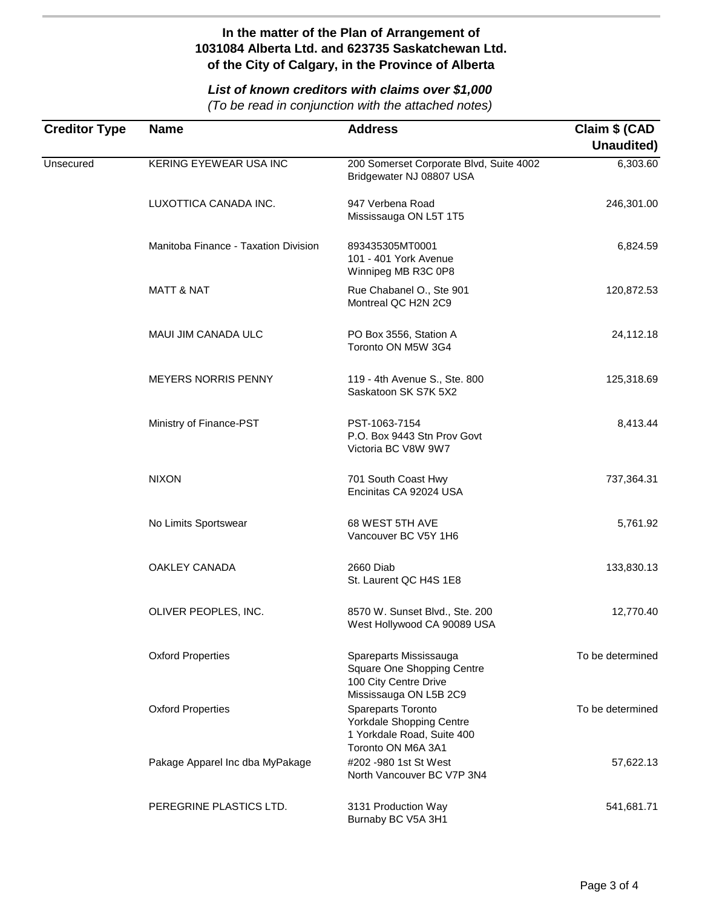**In the matter of the Plan of Arrangement of**
**1031084 Alberta Ltd. and 623735 Saskatchewan Ltd.**
**of the City of Calgary, in the Province of Alberta**

***List of known creditors with claims over $1,000***
*(To be read in conjunction with the attached notes)*

| Creditor Type | Name | Address | Claim $ (CAD Unaudited) |
|---|---|---|---|
| Unsecured | KERING EYEWEAR USA INC | 200 Somerset Corporate Blvd, Suite 4002<br>Bridgewater NJ 08807 USA | 6,303.60 |
| | LUXOTTICA CANADA INC. | 947 Verbena Road<br>Mississauga ON L5T 1T5 | 246,301.00 |
| | Manitoba Finance - Taxation Division | 893435305MT0001<br>101 - 401 York Avenue<br>Winnipeg MB R3C 0P8 | 6,824.59 |
| | MATT & NAT | Rue Chabanel O., Ste 901<br>Montreal QC H2N 2C9 | 120,872.53 |
| | MAUI JIM CANADA ULC | PO Box 3556, Station A<br>Toronto ON M5W 3G4 | 24,112.18 |
| | MEYERS NORRIS PENNY | 119 - 4th Avenue S., Ste. 800<br>Saskatoon SK S7K 5X2 | 125,318.69 |
| | Ministry of Finance-PST | PST-1063-7154<br>P.O. Box 9443 Stn Prov Govt<br>Victoria BC V8W 9W7 | 8,413.44 |
| | NIXON | 701 South Coast Hwy<br>Encinitas CA 92024 USA | 737,364.31 |
| | No Limits Sportswear | 68 WEST 5TH AVE<br>Vancouver BC V5Y 1H6 | 5,761.92 |
| | OAKLEY CANADA | 2660 Diab<br>St. Laurent QC H4S 1E8 | 133,830.13 |
| | OLIVER PEOPLES, INC. | 8570 W. Sunset Blvd., Ste. 200<br>West Hollywood CA 90089 USA | 12,770.40 |
| | Oxford Properties | Spareparts Mississauga<br>Square One Shopping Centre<br>100 City Centre Drive<br>Mississauga ON L5B 2C9 | To be determined |
| | Oxford Properties | Spareparts Toronto<br>Yorkdale Shopping Centre<br>1 Yorkdale Road, Suite 400<br>Toronto ON M6A 3A1 | To be determined |
| | Pakage Apparel Inc dba MyPakage | #202 -980 1st St West<br>North Vancouver BC V7P 3N4 | 57,622.13 |
| | PEREGRINE PLASTICS LTD. | 3131 Production Way<br>Burnaby BC V5A 3H1 | 541,681.71 |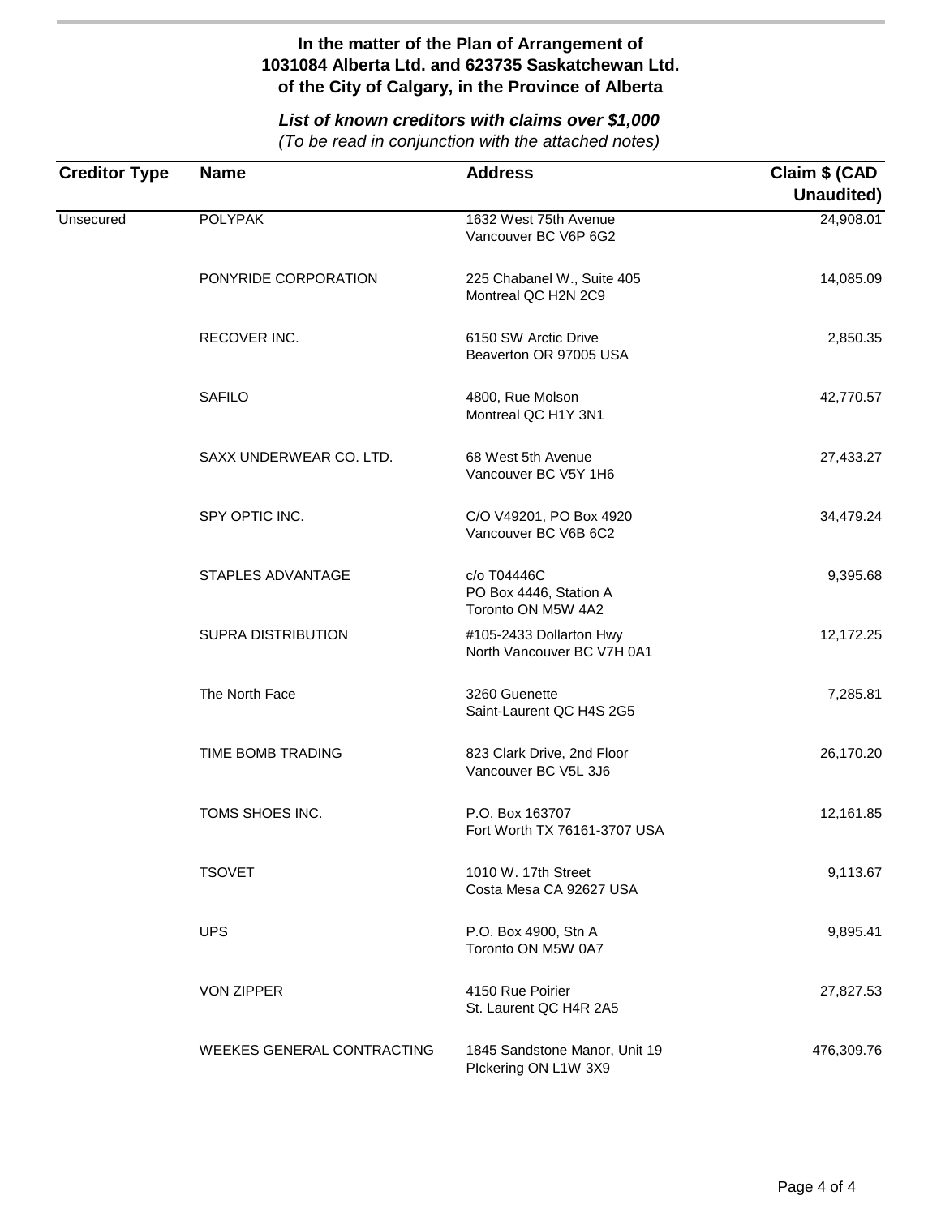**In the matter of the Plan of Arrangement of 1031084 Alberta Ltd. and 623735 Saskatchewan Ltd. of the City of Calgary, in the Province of Alberta**

***List of known creditors with claims over $1,000***

*(To be read in conjunction with the attached notes)*

| Creditor Type | Name | Address | Claim $ (CAD Unaudited) |
|---|---|---|---|
| Unsecured | POLYPAK | 1632 West 75th Avenue<br>Vancouver BC V6P 6G2 | 24,908.01 |
| | PONYRIDE CORPORATION | 225 Chabanel W., Suite 405<br>Montreal QC H2N 2C9 | 14,085.09 |
| | RECOVER INC. | 6150 SW Arctic Drive<br>Beaverton OR 97005 USA | 2,850.35 |
| | SAFILO | 4800, Rue Molson<br>Montreal QC H1Y 3N1 | 42,770.57 |
| | SAXX UNDERWEAR CO. LTD. | 68 West 5th Avenue<br>Vancouver BC V5Y 1H6 | 27,433.27 |
| | SPY OPTIC INC. | C/O V49201, PO Box 4920<br>Vancouver BC V6B 6C2 | 34,479.24 |
| | STAPLES ADVANTAGE | c/o T04446C<br>PO Box 4446, Station A<br>Toronto ON M5W 4A2 | 9,395.68 |
| | SUPRA DISTRIBUTION | #105-2433 Dollarton Hwy<br>North Vancouver BC V7H 0A1 | 12,172.25 |
| | The North Face | 3260 Guenette<br>Saint-Laurent QC H4S 2G5 | 7,285.81 |
| | TIME BOMB TRADING | 823 Clark Drive, 2nd Floor<br>Vancouver BC V5L 3J6 | 26,170.20 |
| | TOMS SHOES INC. | P.O. Box 163707<br>Fort Worth TX 76161-3707 USA | 12,161.85 |
| | TSOVET | 1010 W. 17th Street<br>Costa Mesa CA 92627 USA | 9,113.67 |
| | UPS | P.O. Box 4900, Stn A<br>Toronto ON M5W 0A7 | 9,895.41 |
| | VON ZIPPER | 4150 Rue Poirier<br>St. Laurent QC H4R 2A5 | 27,827.53 |
| | WEEKES GENERAL CONTRACTING | 1845 Sandstone Manor, Unit 19<br>PIckering ON L1W 3X9 | 476,309.76 |